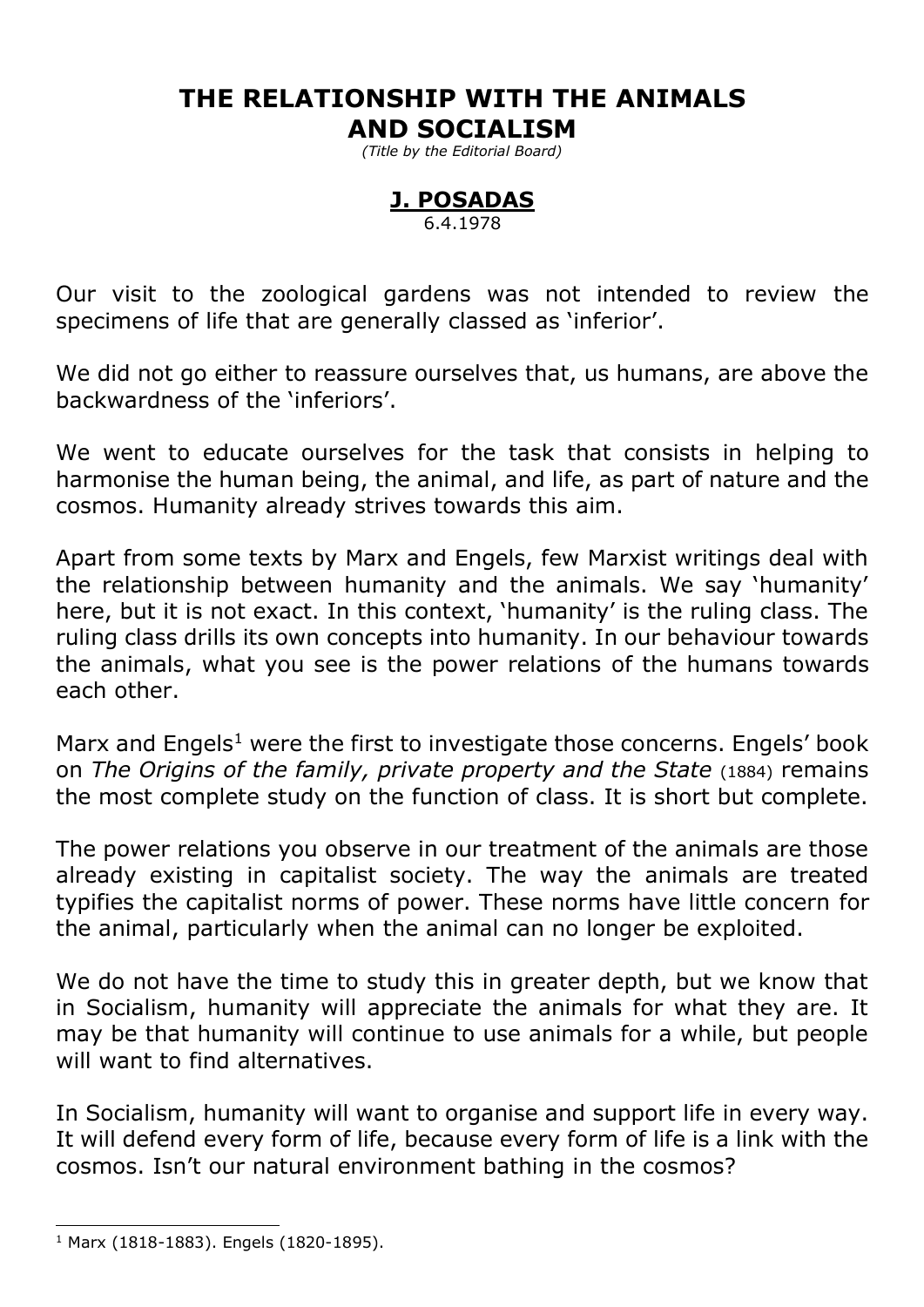# THE RELATIONSHIP WITH THE ANIMALS AND SOCIALISM

*(Title by the Editorial Board)*

## J. POSADAS

6.4.1978

Our visit to the zoological gardens was not intended to review the specimens of life that are generally classed as 'inferior'.

We did not go either to reassure ourselves that, us humans, are above the backwardness of the 'inferiors'.

We went to educate ourselves for the task that consists in helping to harmonise the human being, the animal, and life, as part of nature and the cosmos. Humanity already strives towards this aim.

Apart from some texts by Marx and Engels, few Marxist writings deal with the relationship between humanity and the animals. We say 'humanity' here, but it is not exact. In this context, 'humanity' is the ruling class. The ruling class drills its own concepts into humanity. In our behaviour towards the animals, what you see is the power relations of the humans towards each other.

Marx and Engels[1] were the first to investigate those concerns. Engels' book on *The Origins of the family, private property and the State* (1884) remains the most complete study on the function of class. It is short but complete.

The power relations you observe in our treatment of the animals are those already existing in capitalist society. The way the animals are treated typifies the capitalist norms of power. These norms have little concern for the animal, particularly when the animal can no longer be exploited.

We do not have the time to study this in greater depth, but we know that in Socialism, humanity will appreciate the animals for what they are. It may be that humanity will continue to use animals for a while, but people will want to find alternatives.

In Socialism, humanity will want to organise and support life in every way. It will defend every form of life, because every form of life is a link with the cosmos. Isn't our natural environment bathing in the cosmos?

---

[1] Marx (1818-1883). Engels (1820-1895).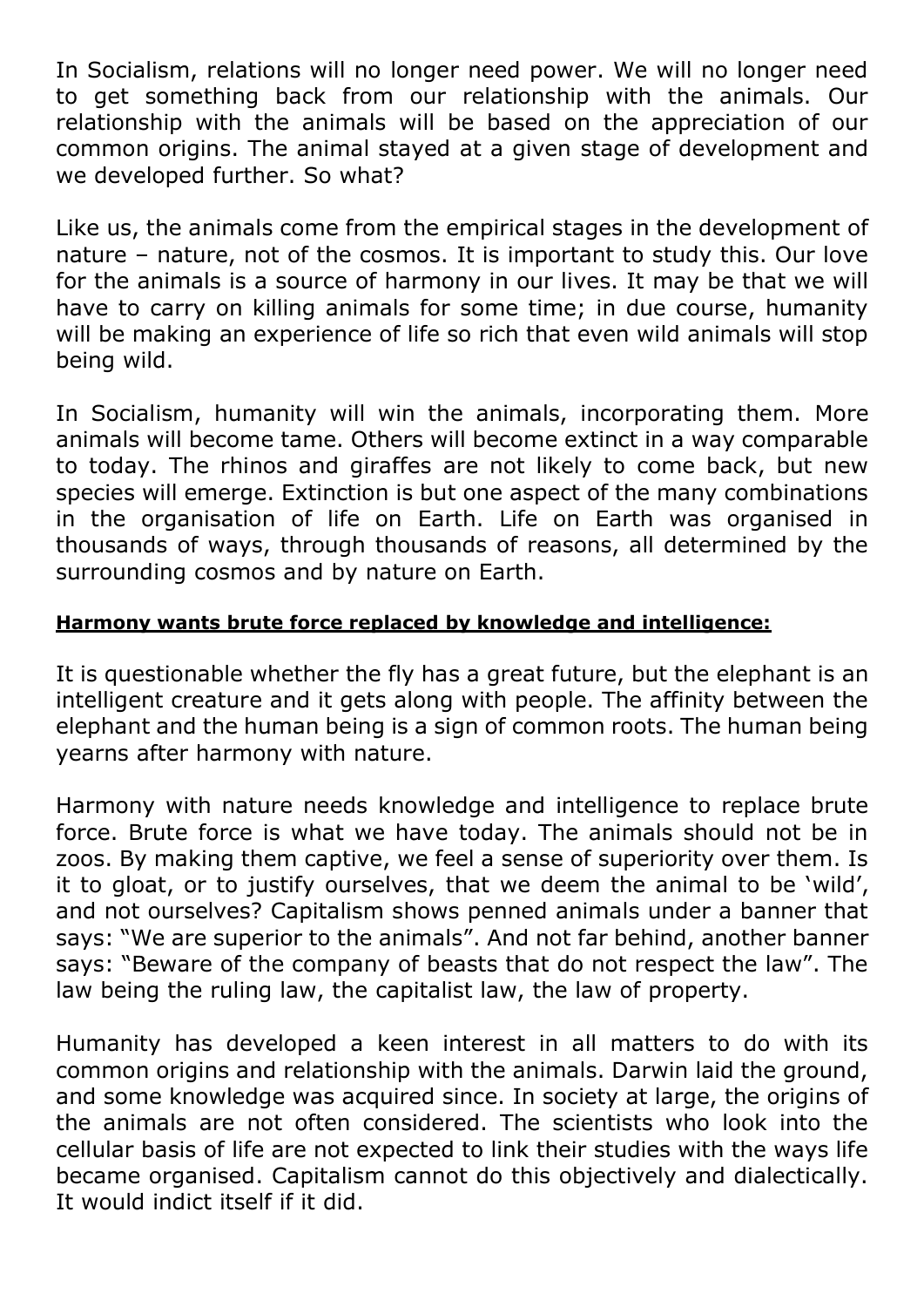In Socialism, relations will no longer need power. We will no longer need to get something back from our relationship with the animals. Our relationship with the animals will be based on the appreciation of our common origins. The animal stayed at a given stage of development and we developed further. So what?

Like us, the animals come from the empirical stages in the development of nature – nature, not of the cosmos. It is important to study this. Our love for the animals is a source of harmony in our lives. It may be that we will have to carry on killing animals for some time; in due course, humanity will be making an experience of life so rich that even wild animals will stop being wild.

In Socialism, humanity will win the animals, incorporating them. More animals will become tame. Others will become extinct in a way comparable to today. The rhinos and giraffes are not likely to come back, but new species will emerge. Extinction is but one aspect of the many combinations in the organisation of life on Earth. Life on Earth was organised in thousands of ways, through thousands of reasons, all determined by the surrounding cosmos and by nature on Earth.

**Harmony wants brute force replaced by knowledge and intelligence:**

It is questionable whether the fly has a great future, but the elephant is an intelligent creature and it gets along with people. The affinity between the elephant and the human being is a sign of common roots. The human being yearns after harmony with nature.

Harmony with nature needs knowledge and intelligence to replace brute force. Brute force is what we have today. The animals should not be in zoos. By making them captive, we feel a sense of superiority over them. Is it to gloat, or to justify ourselves, that we deem the animal to be 'wild', and not ourselves? Capitalism shows penned animals under a banner that says: "We are superior to the animals". And not far behind, another banner says: "Beware of the company of beasts that do not respect the law". The law being the ruling law, the capitalist law, the law of property.

Humanity has developed a keen interest in all matters to do with its common origins and relationship with the animals. Darwin laid the ground, and some knowledge was acquired since. In society at large, the origins of the animals are not often considered. The scientists who look into the cellular basis of life are not expected to link their studies with the ways life became organised. Capitalism cannot do this objectively and dialectically. It would indict itself if it did.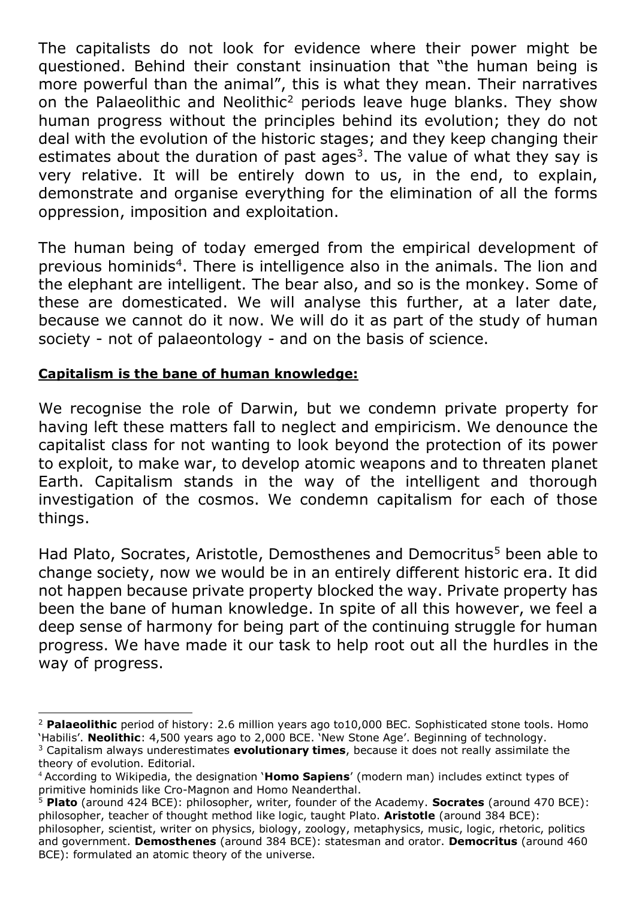The capitalists do not look for evidence where their power might be questioned. Behind their constant insinuation that "the human being is more powerful than the animal", this is what they mean. Their narratives on the Palaeolithic and Neolithic[2] periods leave huge blanks. They show human progress without the principles behind its evolution; they do not deal with the evolution of the historic stages; and they keep changing their estimates about the duration of past ages[3]. The value of what they say is very relative. It will be entirely down to us, in the end, to explain, demonstrate and organise everything for the elimination of all the forms oppression, imposition and exploitation.

The human being of today emerged from the empirical development of previous hominids[4]. There is intelligence also in the animals. The lion and the elephant are intelligent. The bear also, and so is the monkey. Some of these are domesticated. We will analyse this further, at a later date, because we cannot do it now. We will do it as part of the study of human society - not of palaeontology - and on the basis of science.

**Capitalism is the bane of human knowledge:**

We recognise the role of Darwin, but we condemn private property for having left these matters fall to neglect and empiricism. We denounce the capitalist class for not wanting to look beyond the protection of its power to exploit, to make war, to develop atomic weapons and to threaten planet Earth. Capitalism stands in the way of the intelligent and thorough investigation of the cosmos. We condemn capitalism for each of those things.

Had Plato, Socrates, Aristotle, Demosthenes and Democritus[5] been able to change society, now we would be in an entirely different historic era. It did not happen because private property blocked the way. Private property has been the bane of human knowledge. In spite of all this however, we feel a deep sense of harmony for being part of the continuing struggle for human progress. We have made it our task to help root out all the hurdles in the way of progress.

---

[2] **Palaeolithic** period of history: 2.6 million years ago to10,000 BEC. Sophisticated stone tools. Homo 'Habilis'. **Neolithic**: 4,500 years ago to 2,000 BCE. 'New Stone Age'. Beginning of technology.

[3] Capitalism always underestimates **evolutionary times**, because it does not really assimilate the theory of evolution. Editorial.

[4] According to Wikipedia, the designation '**Homo Sapiens**' (modern man) includes extinct types of primitive hominids like Cro-Magnon and Homo Neanderthal.

[5] **Plato** (around 424 BCE): philosopher, writer, founder of the Academy. **Socrates** (around 470 BCE): philosopher, teacher of thought method like logic, taught Plato. **Aristotle** (around 384 BCE): philosopher, scientist, writer on physics, biology, zoology, metaphysics, music, logic, rhetoric, politics and government. **Demosthenes** (around 384 BCE): statesman and orator. **Democritus** (around 460 BCE): formulated an atomic theory of the universe.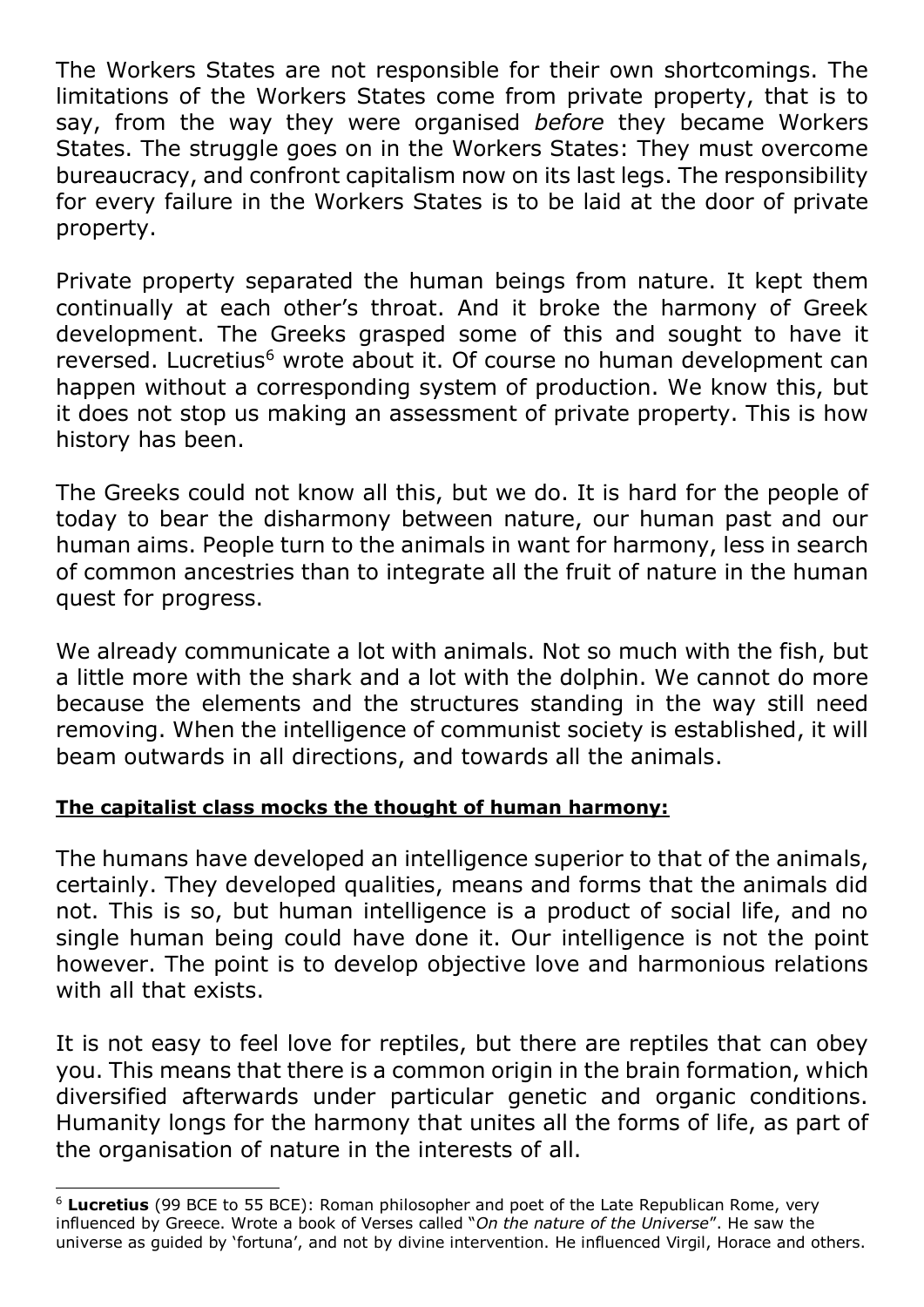The Workers States are not responsible for their own shortcomings. The limitations of the Workers States come from private property, that is to say, from the way they were organised *before* they became Workers States. The struggle goes on in the Workers States: They must overcome bureaucracy, and confront capitalism now on its last legs. The responsibility for every failure in the Workers States is to be laid at the door of private property.

Private property separated the human beings from nature. It kept them continually at each other's throat. And it broke the harmony of Greek development. The Greeks grasped some of this and sought to have it reversed. Lucretius[6] wrote about it. Of course no human development can happen without a corresponding system of production. We know this, but it does not stop us making an assessment of private property. This is how history has been.

The Greeks could not know all this, but we do. It is hard for the people of today to bear the disharmony between nature, our human past and our human aims. People turn to the animals in want for harmony, less in search of common ancestries than to integrate all the fruit of nature in the human quest for progress.

We already communicate a lot with animals. Not so much with the fish, but a little more with the shark and a lot with the dolphin. We cannot do more because the elements and the structures standing in the way still need removing. When the intelligence of communist society is established, it will beam outwards in all directions, and towards all the animals.

**The capitalist class mocks the thought of human harmony:**

The humans have developed an intelligence superior to that of the animals, certainly. They developed qualities, means and forms that the animals did not. This is so, but human intelligence is a product of social life, and no single human being could have done it. Our intelligence is not the point however. The point is to develop objective love and harmonious relations with all that exists.

It is not easy to feel love for reptiles, but there are reptiles that can obey you. This means that there is a common origin in the brain formation, which diversified afterwards under particular genetic and organic conditions. Humanity longs for the harmony that unites all the forms of life, as part of the organisation of nature in the interests of all.

---

[6] **Lucretius** (99 BCE to 55 BCE): Roman philosopher and poet of the Late Republican Rome, very influenced by Greece. Wrote a book of Verses called "*On the nature of the Universe*". He saw the universe as guided by 'fortuna', and not by divine intervention. He influenced Virgil, Horace and others.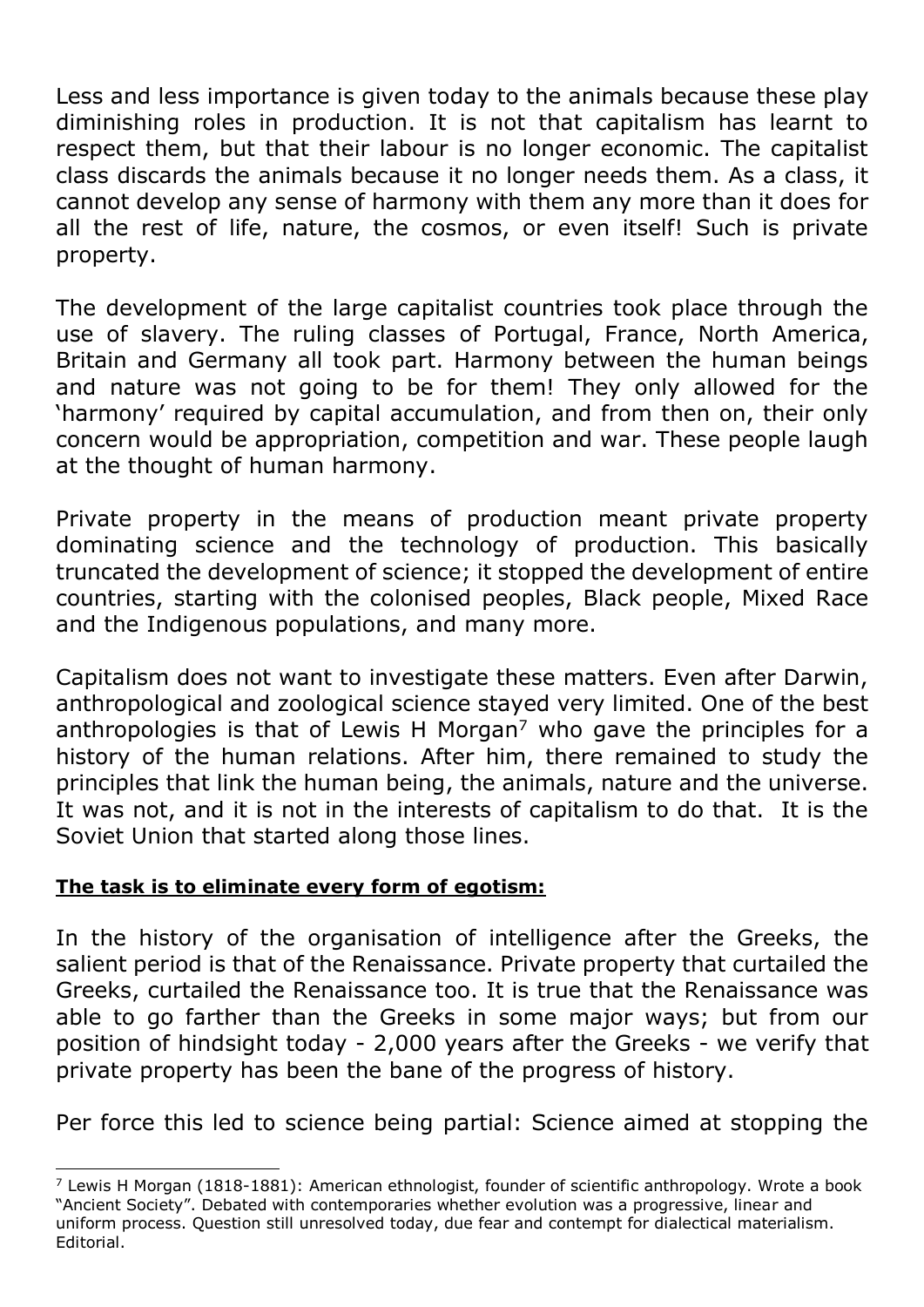Less and less importance is given today to the animals because these play diminishing roles in production. It is not that capitalism has learnt to respect them, but that their labour is no longer economic. The capitalist class discards the animals because it no longer needs them. As a class, it cannot develop any sense of harmony with them any more than it does for all the rest of life, nature, the cosmos, or even itself! Such is private property.

The development of the large capitalist countries took place through the use of slavery. The ruling classes of Portugal, France, North America, Britain and Germany all took part. Harmony between the human beings and nature was not going to be for them! They only allowed for the 'harmony' required by capital accumulation, and from then on, their only concern would be appropriation, competition and war. These people laugh at the thought of human harmony.

Private property in the means of production meant private property dominating science and the technology of production. This basically truncated the development of science; it stopped the development of entire countries, starting with the colonised peoples, Black people, Mixed Race and the Indigenous populations, and many more.

Capitalism does not want to investigate these matters. Even after Darwin, anthropological and zoological science stayed very limited. One of the best anthropologies is that of Lewis H Morgan[7] who gave the principles for a history of the human relations. After him, there remained to study the principles that link the human being, the animals, nature and the universe. It was not, and it is not in the interests of capitalism to do that. It is the Soviet Union that started along those lines.

**The task is to eliminate every form of egotism:**

In the history of the organisation of intelligence after the Greeks, the salient period is that of the Renaissance. Private property that curtailed the Greeks, curtailed the Renaissance too. It is true that the Renaissance was able to go farther than the Greeks in some major ways; but from our position of hindsight today - 2,000 years after the Greeks - we verify that private property has been the bane of the progress of history.

Per force this led to science being partial: Science aimed at stopping the

---

[7] Lewis H Morgan (1818-1881): American ethnologist, founder of scientific anthropology. Wrote a book "Ancient Society". Debated with contemporaries whether evolution was a progressive, linear and uniform process. Question still unresolved today, due fear and contempt for dialectical materialism. Editorial.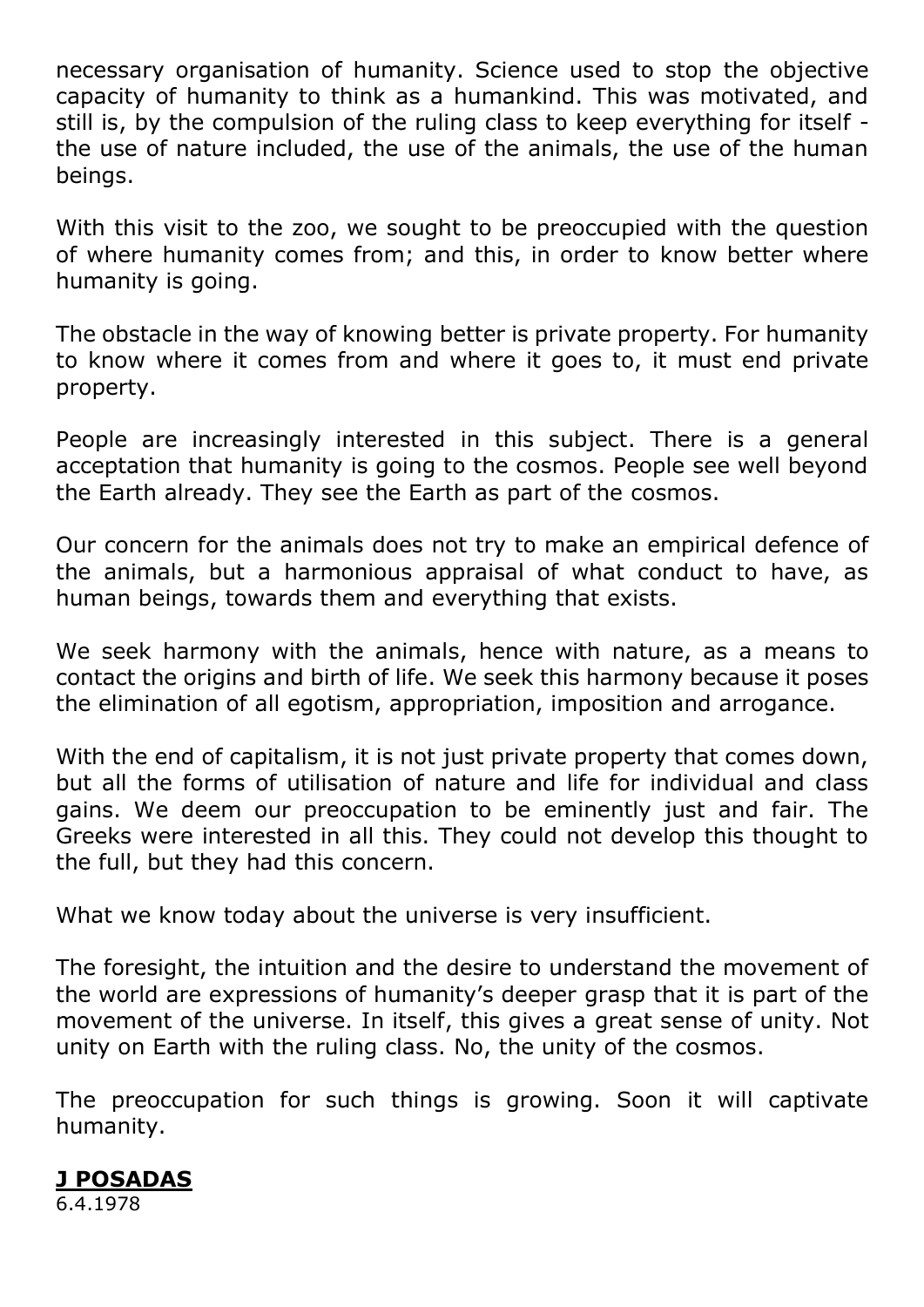necessary organisation of humanity. Science used to stop the objective capacity of humanity to think as a humankind. This was motivated, and still is, by the compulsion of the ruling class to keep everything for itself - the use of nature included, the use of the animals, the use of the human beings.

With this visit to the zoo, we sought to be preoccupied with the question of where humanity comes from; and this, in order to know better where humanity is going.

The obstacle in the way of knowing better is private property. For humanity to know where it comes from and where it goes to, it must end private property.

People are increasingly interested in this subject. There is a general acceptation that humanity is going to the cosmos. People see well beyond the Earth already. They see the Earth as part of the cosmos.

Our concern for the animals does not try to make an empirical defence of the animals, but a harmonious appraisal of what conduct to have, as human beings, towards them and everything that exists.

We seek harmony with the animals, hence with nature, as a means to contact the origins and birth of life. We seek this harmony because it poses the elimination of all egotism, appropriation, imposition and arrogance.

With the end of capitalism, it is not just private property that comes down, but all the forms of utilisation of nature and life for individual and class gains. We deem our preoccupation to be eminently just and fair. The Greeks were interested in all this. They could not develop this thought to the full, but they had this concern.

What we know today about the universe is very insufficient.

The foresight, the intuition and the desire to understand the movement of the world are expressions of humanity's deeper grasp that it is part of the movement of the universe. In itself, this gives a great sense of unity. Not unity on Earth with the ruling class. No, the unity of the cosmos.

The preoccupation for such things is growing. Soon it will captivate humanity.

**J POSADAS**
6.4.1978